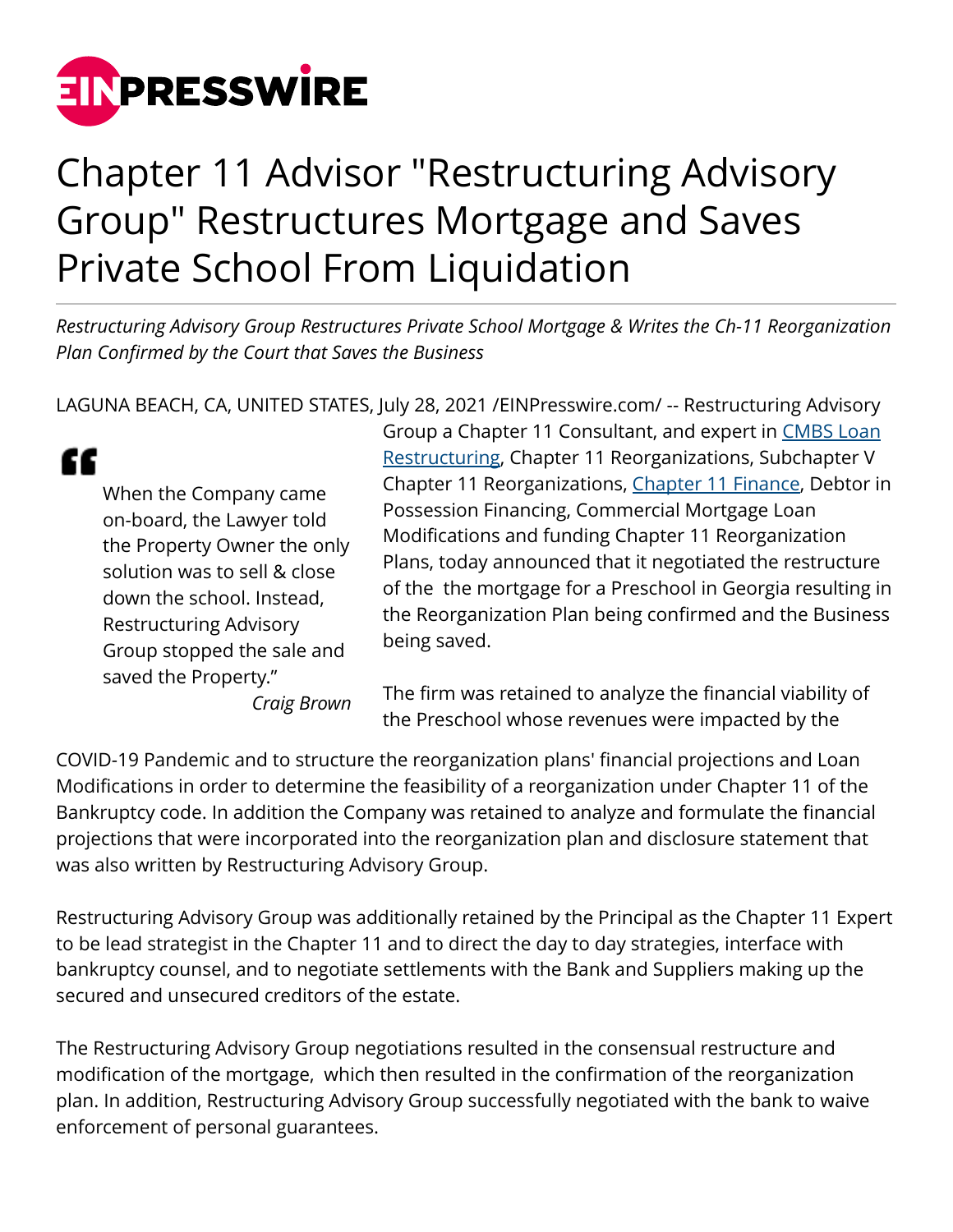# Chapter 11 Advisor "Restructuring Advisory Group" Restructures Mortgage and Saves Private School From Liquidation

*Restructuring Advisory Group Restructures Private School Mortgage & Writes the Ch-11 Reorganization Plan Confirmed by the Court that Saves the Business*

> When the Company came on-board, the Lawyer told the Property Owner the only solution was to sell & close down the school. Instead, Restructuring Advisory Group stopped the sale and saved the Property."
>
> *Craig Brown*

LAGUNA BEACH, CA, UNITED STATES, July 28, 2021 /EINPresswire.com/ -- Restructuring Advisory Group a Chapter 11 Consultant, and expert in CMBS Loan Restructuring, Chapter 11 Reorganizations, Subchapter V Chapter 11 Reorganizations, Chapter 11 Finance, Debtor in Possession Financing, Commercial Mortgage Loan Modifications and funding Chapter 11 Reorganization Plans, today announced that it negotiated the restructure of the the mortgage for a Preschool in Georgia resulting in the Reorganization Plan being confirmed and the Business being saved.

The firm was retained to analyze the financial viability of the Preschool whose revenues were impacted by the COVID-19 Pandemic and to structure the reorganization plans' financial projections and Loan Modifications in order to determine the feasibility of a reorganization under Chapter 11 of the Bankruptcy code. In addition the Company was retained to analyze and formulate the financial projections that were incorporated into the reorganization plan and disclosure statement that was also written by Restructuring Advisory Group.

Restructuring Advisory Group was additionally retained by the Principal as the Chapter 11 Expert to be lead strategist in the Chapter 11 and to direct the day to day strategies, interface with bankruptcy counsel, and to negotiate settlements with the Bank and Suppliers making up the secured and unsecured creditors of the estate.

The Restructuring Advisory Group negotiations resulted in the consensual restructure and modification of the mortgage, which then resulted in the confirmation of the reorganization plan. In addition, Restructuring Advisory Group successfully negotiated with the bank to waive enforcement of personal guarantees.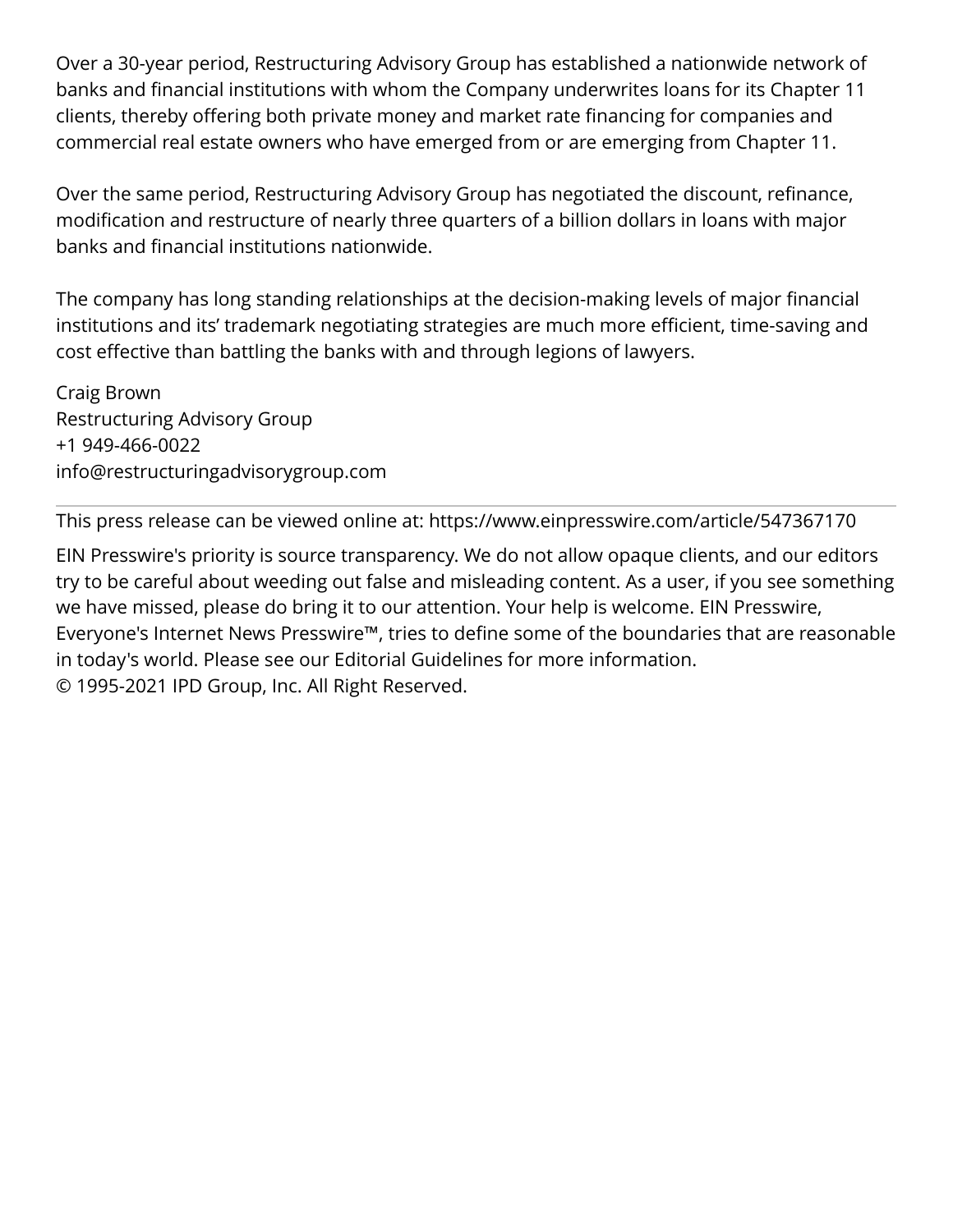Over a 30-year period, Restructuring Advisory Group has established a nationwide network of banks and financial institutions with whom the Company underwrites loans for its Chapter 11 clients, thereby offering both private money and market rate financing for companies and commercial real estate owners who have emerged from or are emerging from Chapter 11.

Over the same period, Restructuring Advisory Group has negotiated the discount, refinance, modification and restructure of nearly three quarters of a billion dollars in loans with major banks and financial institutions nationwide.

The company has long standing relationships at the decision-making levels of major financial institutions and its' trademark negotiating strategies are much more efficient, time-saving and cost effective than battling the banks with and through legions of lawyers.

Craig Brown  
Restructuring Advisory Group  
+1 949-466-0022  
info@restructuringadvisorygroup.com

---

This press release can be viewed online at: https://www.einpresswire.com/article/547367170

EIN Presswire's priority is source transparency. We do not allow opaque clients, and our editors try to be careful about weeding out false and misleading content. As a user, if you see something we have missed, please do bring it to our attention. Your help is welcome. EIN Presswire, Everyone's Internet News Presswire™, tries to define some of the boundaries that are reasonable in today's world. Please see our Editorial Guidelines for more information.  
© 1995-2021 IPD Group, Inc. All Right Reserved.